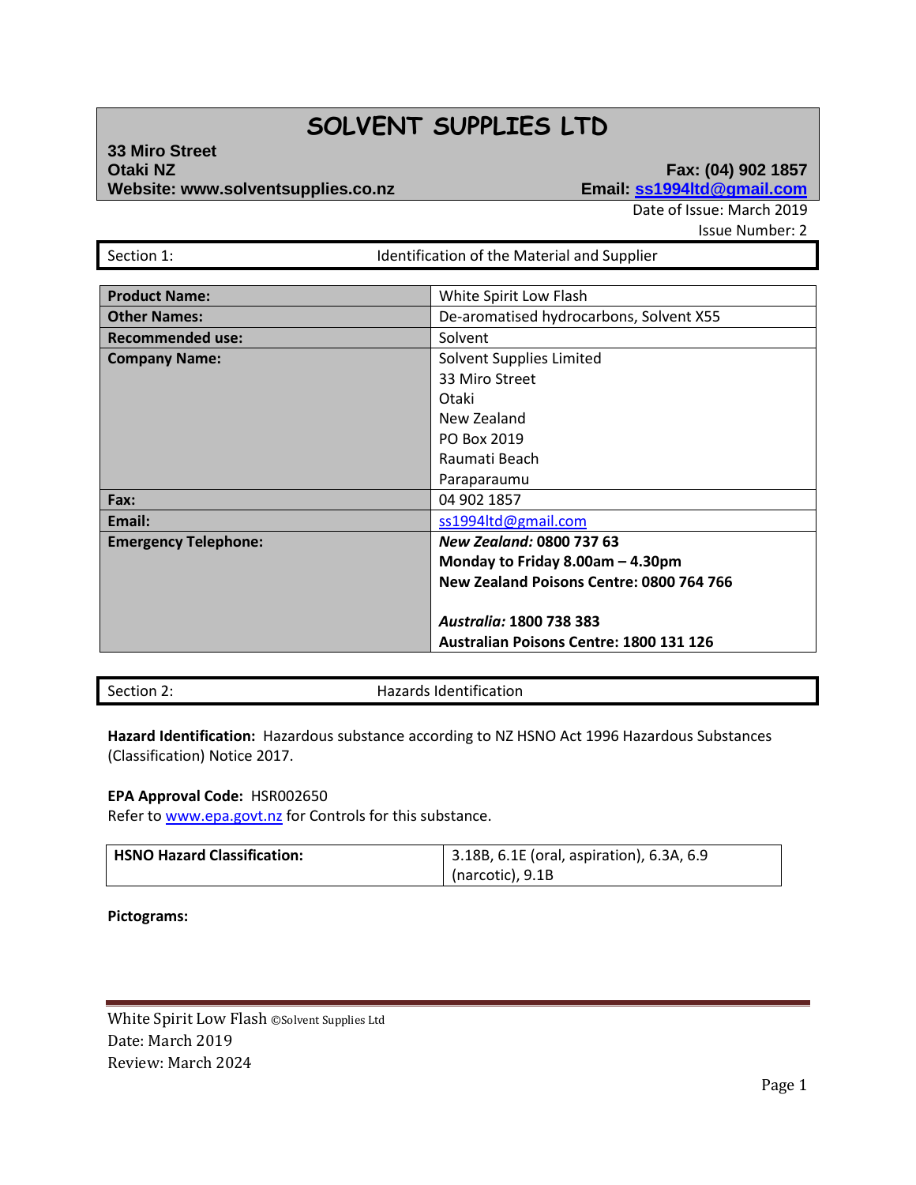# SOLVENT SUPPLIES LTD

**33 Miro Street**
**Otaki NZ**
**Website: www.solventsupplies.co.nz**

**Fax: (04) 902 1857**
**Email: ss1994ltd@gmail.com**

Date of Issue: March 2019
Issue Number: 2

## Section 1: Identification of the Material and Supplier

| | |
|---|---|
| **Product Name:** | White Spirit Low Flash |
| **Other Names:** | De-aromatised hydrocarbons, Solvent X55 |
| **Recommended use:** | Solvent |
| **Company Name:** | Solvent Supplies Limited<br>33 Miro Street<br>Otaki<br>New Zealand<br>PO Box 2019<br>Raumati Beach<br>Paraparaumu |
| **Fax:** | 04 902 1857 |
| **Email:** | ss1994ltd@gmail.com |
| **Emergency Telephone:** | ***New Zealand:*** **0800 737 63**<br>**Monday to Friday 8.00am – 4.30pm**<br>**New Zealand Poisons Centre: 0800 764 766**<br><br>***Australia:*** **1800 738 383**<br>**Australian Poisons Centre: 1800 131 126** |

## Section 2: Hazards Identification

**Hazard Identification:** Hazardous substance according to NZ HSNO Act 1996 Hazardous Substances (Classification) Notice 2017.

**EPA Approval Code:** HSR002650
Refer to www.epa.govt.nz for Controls for this substance.

| | |
|---|---|
| **HSNO Hazard Classification:** | 3.18B, 6.1E (oral, aspiration), 6.3A, 6.9 (narcotic), 9.1B |

**Pictograms:**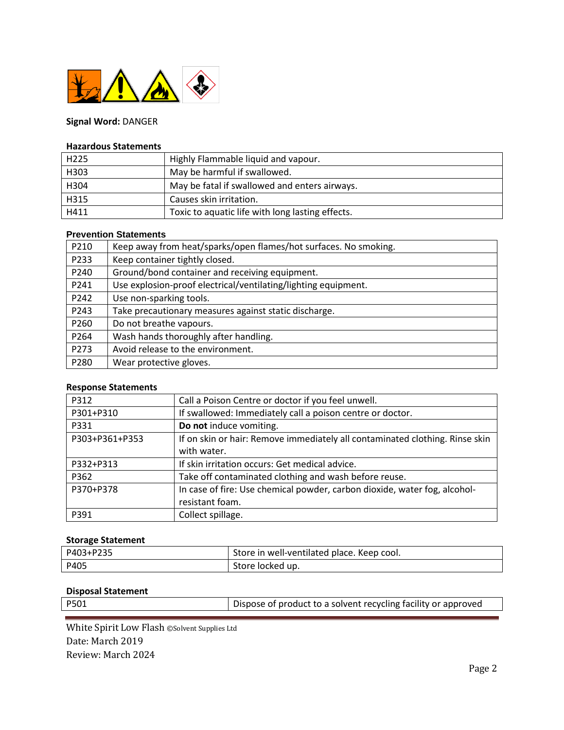**Signal Word:** DANGER

**Hazardous Statements**

| | |
|---|---|
| H225 | Highly Flammable liquid and vapour. |
| H303 | May be harmful if swallowed. |
| H304 | May be fatal if swallowed and enters airways. |
| H315 | Causes skin irritation. |
| H411 | Toxic to aquatic life with long lasting effects. |

**Prevention Statements**

| | |
|---|---|
| P210 | Keep away from heat/sparks/open flames/hot surfaces. No smoking. |
| P233 | Keep container tightly closed. |
| P240 | Ground/bond container and receiving equipment. |
| P241 | Use explosion-proof electrical/ventilating/lighting equipment. |
| P242 | Use non-sparking tools. |
| P243 | Take precautionary measures against static discharge. |
| P260 | Do not breathe vapours. |
| P264 | Wash hands thoroughly after handling. |
| P273 | Avoid release to the environment. |
| P280 | Wear protective gloves. |

**Response Statements**

| | |
|---|---|
| P312 | Call a Poison Centre or doctor if you feel unwell. |
| P301+P310 | If swallowed: Immediately call a poison centre or doctor. |
| P331 | **Do not** induce vomiting. |
| P303+P361+P353 | If on skin or hair: Remove immediately all contaminated clothing. Rinse skin with water. |
| P332+P313 | If skin irritation occurs: Get medical advice. |
| P362 | Take off contaminated clothing and wash before reuse. |
| P370+P378 | In case of fire: Use chemical powder, carbon dioxide, water fog, alcohol-resistant foam. |
| P391 | Collect spillage. |

**Storage Statement**

| | |
|---|---|
| P403+P235 | Store in well-ventilated place. Keep cool. |
| P405 | Store locked up. |

**Disposal Statement**

| | |
|---|---|
| P501 | Dispose of product to a solvent recycling facility or approved |

White Spirit Low Flash ©Solvent Supplies Ltd
Date: March 2019
Review: March 2024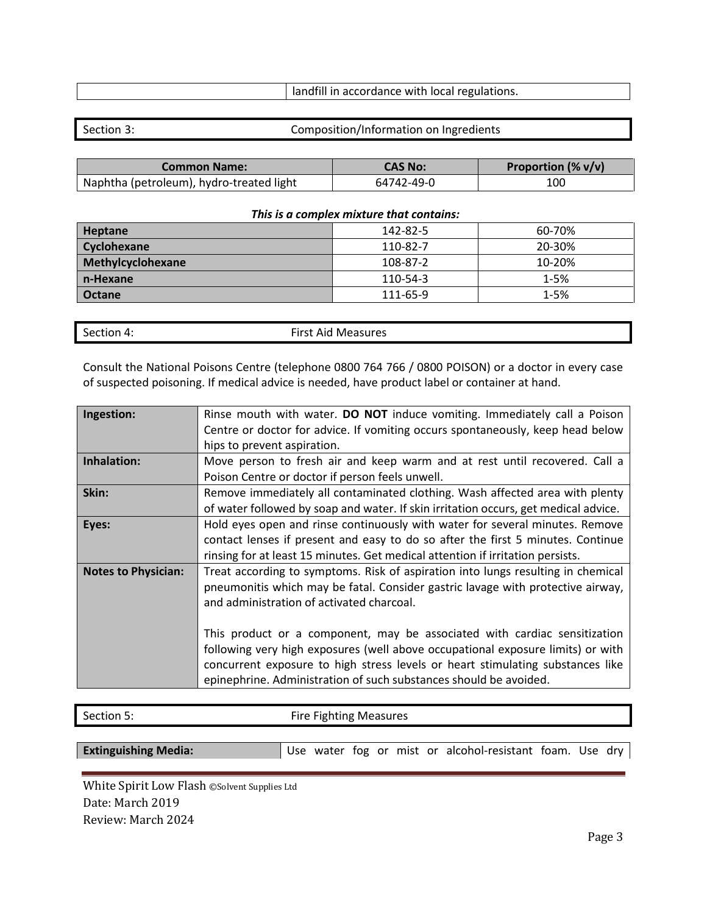| | landfill in accordance with local regulations. |
|---|---|

## Section 3: Composition/Information on Ingredients

| Common Name: | CAS No: | Proportion (% v/v) |
|---|---|---|
| Naphtha (petroleum), hydro-treated light | 64742-49-0 | 100 |

***This is a complex mixture that contains:***

| | | |
|---|---|---|
| **Heptane** | 142-82-5 | 60-70% |
| **Cyclohexane** | 110-82-7 | 20-30% |
| **Methylcyclohexane** | 108-87-2 | 10-20% |
| **n-Hexane** | 110-54-3 | 1-5% |
| **Octane** | 111-65-9 | 1-5% |

## Section 4: First Aid Measures

Consult the National Poisons Centre (telephone 0800 764 766 / 0800 POISON) or a doctor in every case of suspected poisoning. If medical advice is needed, have product label or container at hand.

| | |
|---|---|
| **Ingestion:** | Rinse mouth with water. **DO NOT** induce vomiting. Immediately call a Poison Centre or doctor for advice. If vomiting occurs spontaneously, keep head below hips to prevent aspiration. |
| **Inhalation:** | Move person to fresh air and keep warm and at rest until recovered. Call a Poison Centre or doctor if person feels unwell. |
| **Skin:** | Remove immediately all contaminated clothing. Wash affected area with plenty of water followed by soap and water. If skin irritation occurs, get medical advice. |
| **Eyes:** | Hold eyes open and rinse continuously with water for several minutes. Remove contact lenses if present and easy to do so after the first 5 minutes. Continue rinsing for at least 15 minutes. Get medical attention if irritation persists. |
| **Notes to Physician:** | Treat according to symptoms. Risk of aspiration into lungs resulting in chemical pneumonitis which may be fatal. Consider gastric lavage with protective airway, and administration of activated charcoal.<br><br>This product or a component, may be associated with cardiac sensitization following very high exposures (well above occupational exposure limits) or with concurrent exposure to high stress levels or heart stimulating substances like epinephrine. Administration of such substances should be avoided. |

## Section 5: Fire Fighting Measures

| | |
|---|---|
| **Extinguishing Media:** | Use water fog or mist or alcohol-resistant foam. Use dry |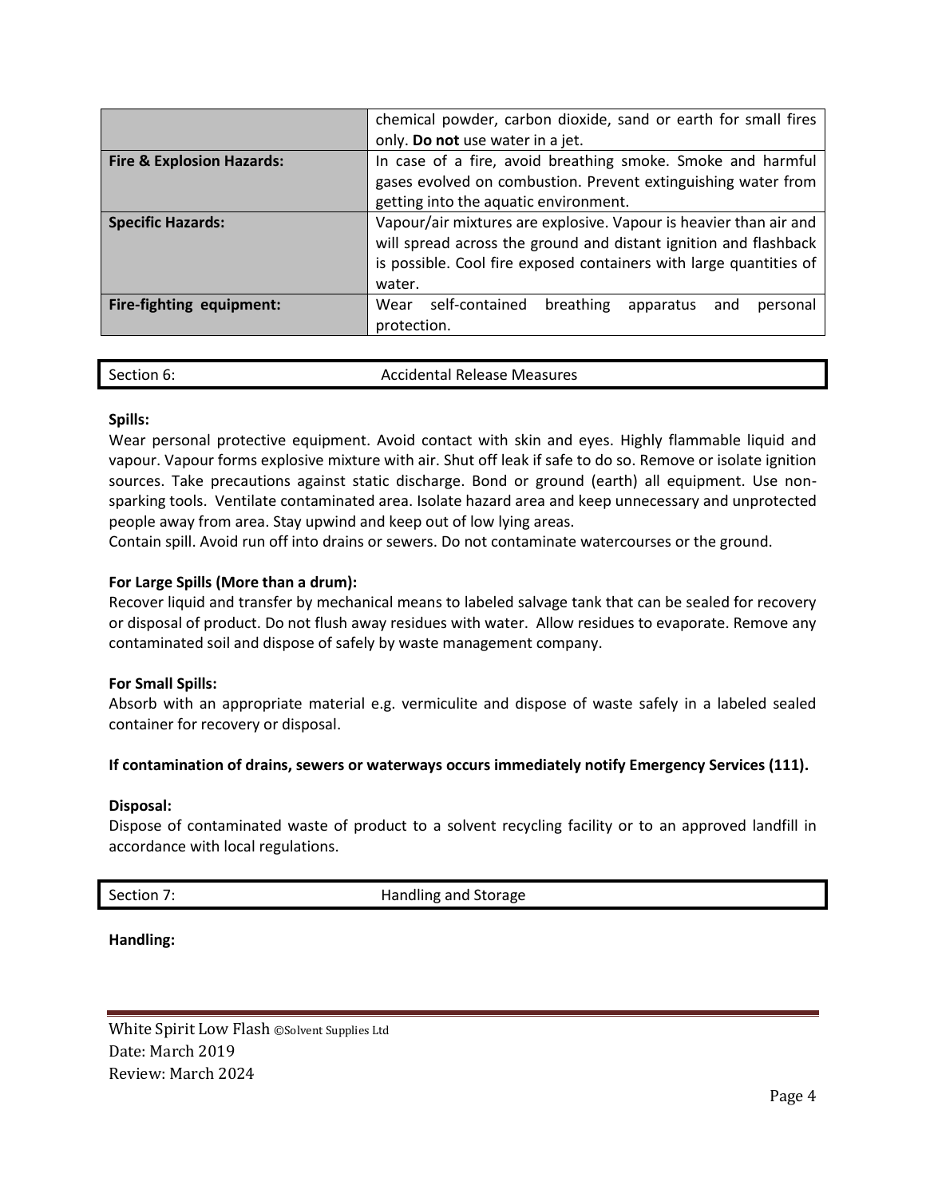|  |  |
| --- | --- |
|  | chemical powder, carbon dioxide, sand or earth for small fires only. **Do not** use water in a jet. |
| **Fire & Explosion Hazards:** | In case of a fire, avoid breathing smoke. Smoke and harmful gases evolved on combustion. Prevent extinguishing water from getting into the aquatic environment. |
| **Specific Hazards:** | Vapour/air mixtures are explosive. Vapour is heavier than air and will spread across the ground and distant ignition and flashback is possible. Cool fire exposed containers with large quantities of water. |
| **Fire-fighting equipment:** | Wear self-contained breathing apparatus and personal protection. |

## Section 6: Accidental Release Measures

**Spills:**
Wear personal protective equipment. Avoid contact with skin and eyes. Highly flammable liquid and vapour. Vapour forms explosive mixture with air. Shut off leak if safe to do so. Remove or isolate ignition sources. Take precautions against static discharge. Bond or ground (earth) all equipment. Use non-sparking tools. Ventilate contaminated area. Isolate hazard area and keep unnecessary and unprotected people away from area. Stay upwind and keep out of low lying areas.
Contain spill. Avoid run off into drains or sewers. Do not contaminate watercourses or the ground.

**For Large Spills (More than a drum):**
Recover liquid and transfer by mechanical means to labeled salvage tank that can be sealed for recovery or disposal of product. Do not flush away residues with water. Allow residues to evaporate. Remove any contaminated soil and dispose of safely by waste management company.

**For Small Spills:**
Absorb with an appropriate material e.g. vermiculite and dispose of waste safely in a labeled sealed container for recovery or disposal.

**If contamination of drains, sewers or waterways occurs immediately notify Emergency Services (111).**

**Disposal:**
Dispose of contaminated waste of product to a solvent recycling facility or to an approved landfill in accordance with local regulations.

## Section 7: Handling and Storage

**Handling:**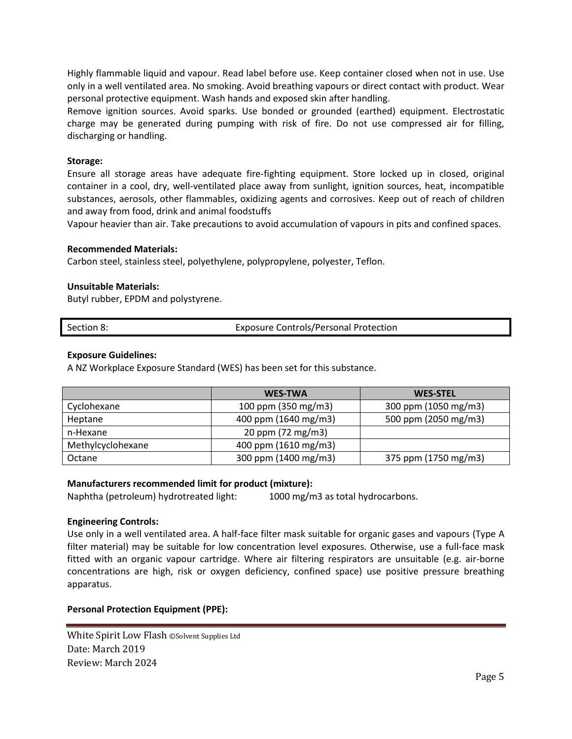Highly flammable liquid and vapour. Read label before use. Keep container closed when not in use. Use only in a well ventilated area. No smoking. Avoid breathing vapours or direct contact with product. Wear personal protective equipment. Wash hands and exposed skin after handling.
Remove ignition sources. Avoid sparks. Use bonded or grounded (earthed) equipment. Electrostatic charge may be generated during pumping with risk of fire. Do not use compressed air for filling, discharging or handling.

**Storage:**
Ensure all storage areas have adequate fire-fighting equipment. Store locked up in closed, original container in a cool, dry, well-ventilated place away from sunlight, ignition sources, heat, incompatible substances, aerosols, other flammables, oxidizing agents and corrosives. Keep out of reach of children and away from food, drink and animal foodstuffs
Vapour heavier than air. Take precautions to avoid accumulation of vapours in pits and confined spaces.

**Recommended Materials:**
Carbon steel, stainless steel, polyethylene, polypropylene, polyester, Teflon.

**Unsuitable Materials:**
Butyl rubber, EPDM and polystyrene.

## Section 8: Exposure Controls/Personal Protection

**Exposure Guidelines:**
A NZ Workplace Exposure Standard (WES) has been set for this substance.

| | WES-TWA | WES-STEL |
|---|---|---|
| Cyclohexane | 100 ppm (350 mg/m3) | 300 ppm (1050 mg/m3) |
| Heptane | 400 ppm (1640 mg/m3) | 500 ppm (2050 mg/m3) |
| n-Hexane | 20 ppm (72 mg/m3) | |
| Methylcyclohexane | 400 ppm (1610 mg/m3) | |
| Octane | 300 ppm (1400 mg/m3) | 375 ppm (1750 mg/m3) |

**Manufacturers recommended limit for product (mixture):**
Naphtha (petroleum) hydrotreated light: 1000 mg/m3 as total hydrocarbons.

**Engineering Controls:**
Use only in a well ventilated area. A half-face filter mask suitable for organic gases and vapours (Type A filter material) may be suitable for low concentration level exposures. Otherwise, use a full-face mask fitted with an organic vapour cartridge. Where air filtering respirators are unsuitable (e.g. air-borne concentrations are high, risk or oxygen deficiency, confined space) use positive pressure breathing apparatus.

**Personal Protection Equipment (PPE):**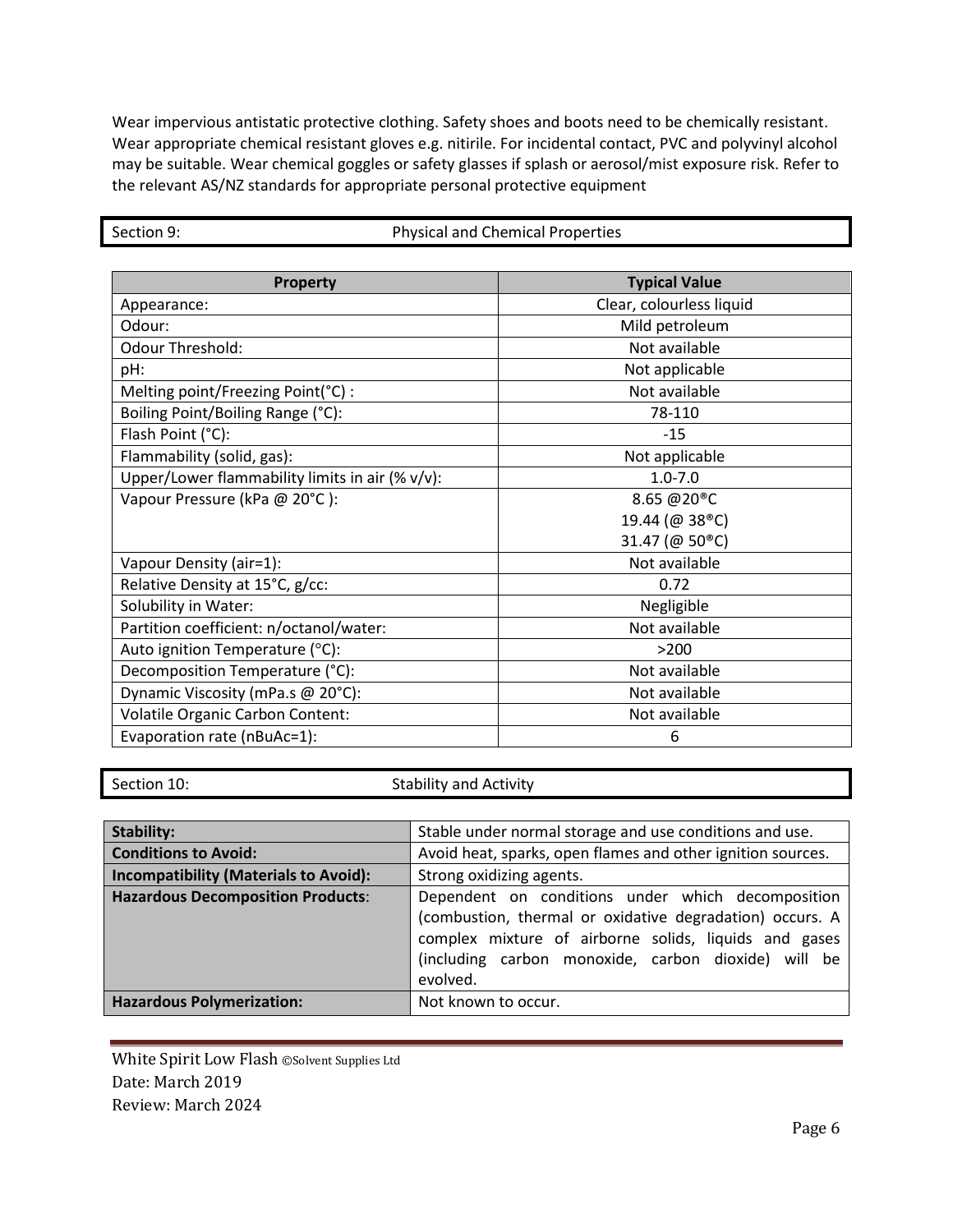Wear impervious antistatic protective clothing. Safety shoes and boots need to be chemically resistant. Wear appropriate chemical resistant gloves e.g. nitirile. For incidental contact, PVC and polyvinyl alcohol may be suitable. Wear chemical goggles or safety glasses if splash or aerosol/mist exposure risk. Refer to the relevant AS/NZ standards for appropriate personal protective equipment

## Section 9: Physical and Chemical Properties

| Property | Typical Value |
|---|---|
| Appearance: | Clear, colourless liquid |
| Odour: | Mild petroleum |
| Odour Threshold: | Not available |
| pH: | Not applicable |
| Melting point/Freezing Point(°C) : | Not available |
| Boiling Point/Boiling Range (°C): | 78-110 |
| Flash Point (°C): | -15 |
| Flammability (solid, gas): | Not applicable |
| Upper/Lower flammability limits in air (% v/v): | 1.0-7.0 |
| Vapour Pressure (kPa @ 20°C ): | 8.65 @20®C<br>19.44 (@ 38®C)<br>31.47 (@ 50®C) |
| Vapour Density (air=1): | Not available |
| Relative Density at 15°C, g/cc: | 0.72 |
| Solubility in Water: | Negligible |
| Partition coefficient: n/octanol/water: | Not available |
| Auto ignition Temperature (°C): | >200 |
| Decomposition Temperature (°C): | Not available |
| Dynamic Viscosity (mPa.s @ 20°C): | Not available |
| Volatile Organic Carbon Content: | Not available |
| Evaporation rate (nBuAc=1): | 6 |

## Section 10: Stability and Activity

| | |
|---|---|
| **Stability:** | Stable under normal storage and use conditions and use. |
| **Conditions to Avoid:** | Avoid heat, sparks, open flames and other ignition sources. |
| **Incompatibility (Materials to Avoid):** | Strong oxidizing agents. |
| **Hazardous Decomposition Products**: | Dependent on conditions under which decomposition (combustion, thermal or oxidative degradation) occurs. A complex mixture of airborne solids, liquids and gases (including carbon monoxide, carbon dioxide) will be evolved. |
| **Hazardous Polymerization:** | Not known to occur. |

White Spirit Low Flash ©Solvent Supplies Ltd
Date: March 2019
Review: March 2024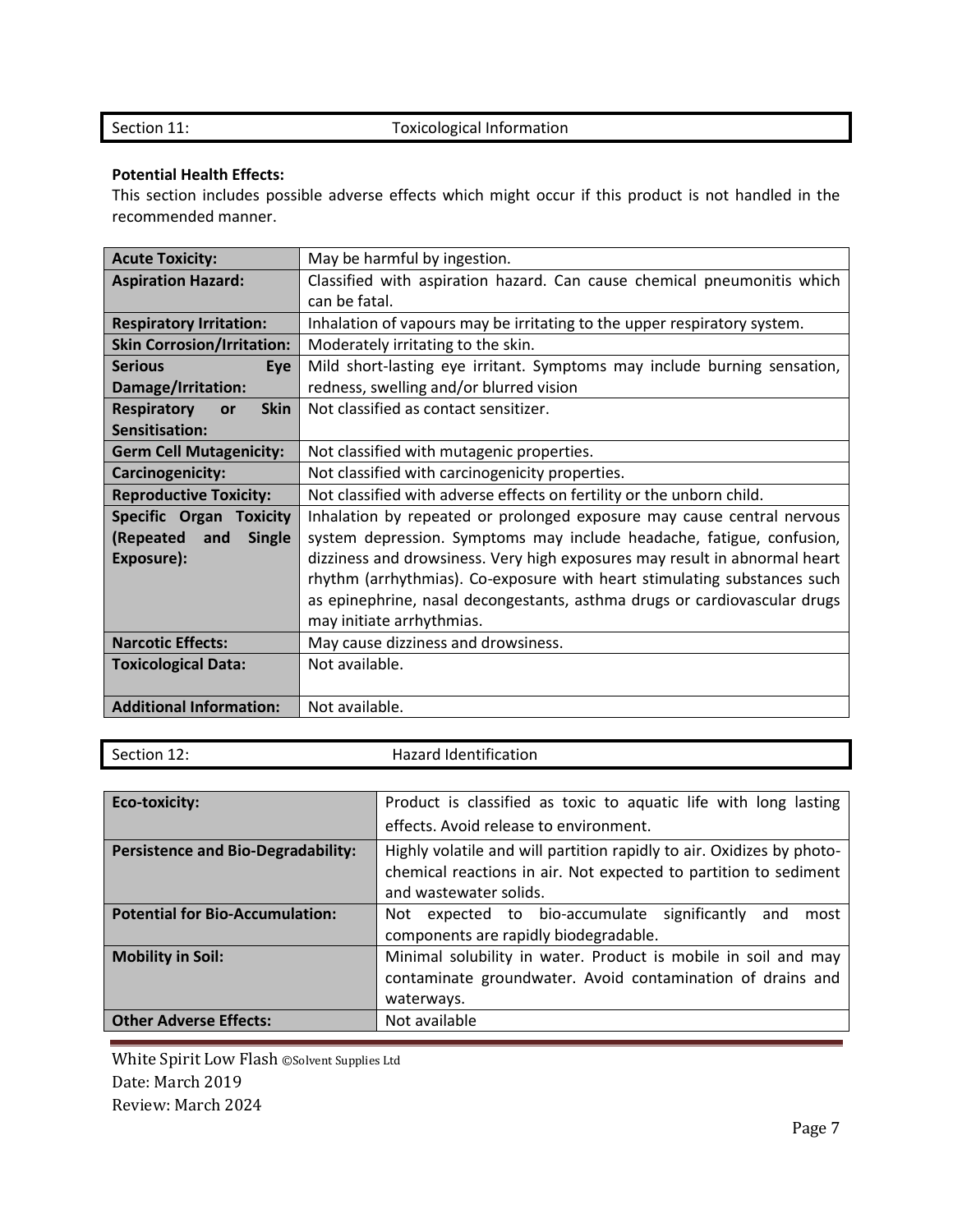| Section 11: | Toxicological Information |
|---|---|

**Potential Health Effects:**
This section includes possible adverse effects which might occur if this product is not handled in the recommended manner.

| | |
|---|---|
| **Acute Toxicity:** | May be harmful by ingestion. |
| **Aspiration Hazard:** | Classified with aspiration hazard. Can cause chemical pneumonitis which can be fatal. |
| **Respiratory Irritation:** | Inhalation of vapours may be irritating to the upper respiratory system. |
| **Skin Corrosion/Irritation:** | Moderately irritating to the skin. |
| **Serious Eye Damage/Irritation:** | Mild short-lasting eye irritant. Symptoms may include burning sensation, redness, swelling and/or blurred vision |
| **Respiratory or Skin Sensitisation:** | Not classified as contact sensitizer. |
| **Germ Cell Mutagenicity:** | Not classified with mutagenic properties. |
| **Carcinogenicity:** | Not classified with carcinogenicity properties. |
| **Reproductive Toxicity:** | Not classified with adverse effects on fertility or the unborn child. |
| **Specific Organ Toxicity (Repeated and Single Exposure):** | Inhalation by repeated or prolonged exposure may cause central nervous system depression. Symptoms may include headache, fatigue, confusion, dizziness and drowsiness. Very high exposures may result in abnormal heart rhythm (arrhythmias). Co-exposure with heart stimulating substances such as epinephrine, nasal decongestants, asthma drugs or cardiovascular drugs may initiate arrhythmias. |
| **Narcotic Effects:** | May cause dizziness and drowsiness. |
| **Toxicological Data:** | Not available. |
| **Additional Information:** | Not available. |

| Section 12: | Hazard Identification |
|---|---|

| | |
|---|---|
| **Eco-toxicity:** | Product is classified as toxic to aquatic life with long lasting effects. Avoid release to environment. |
| **Persistence and Bio-Degradability:** | Highly volatile and will partition rapidly to air. Oxidizes by photo-chemical reactions in air. Not expected to partition to sediment and wastewater solids. |
| **Potential for Bio-Accumulation:** | Not expected to bio-accumulate significantly and most components are rapidly biodegradable. |
| **Mobility in Soil:** | Minimal solubility in water. Product is mobile in soil and may contaminate groundwater. Avoid contamination of drains and waterways. |
| **Other Adverse Effects:** | Not available |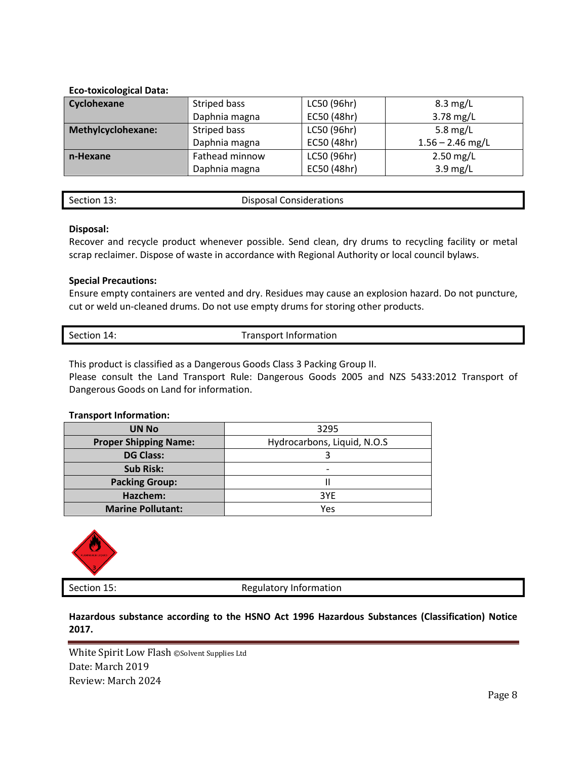**Eco-toxicological Data:**

| | | | |
|---|---|---|---|
| **Cyclohexane** | Striped bass<br>Daphnia magna | LC50 (96hr)<br>EC50 (48hr) | 8.3 mg/L<br>3.78 mg/L |
| **Methylcyclohexane:** | Striped bass<br>Daphnia magna | LC50 (96hr)<br>EC50 (48hr) | 5.8 mg/L<br>1.56 – 2.46 mg/L |
| **n-Hexane** | Fathead minnow<br>Daphnia magna | LC50 (96hr)<br>EC50 (48hr) | 2.50 mg/L<br>3.9 mg/L |

## Section 13: Disposal Considerations

**Disposal:**
Recover and recycle product whenever possible. Send clean, dry drums to recycling facility or metal scrap reclaimer. Dispose of waste in accordance with Regional Authority or local council bylaws.

**Special Precautions:**
Ensure empty containers are vented and dry. Residues may cause an explosion hazard. Do not puncture, cut or weld un-cleaned drums. Do not use empty drums for storing other products.

## Section 14: Transport Information

This product is classified as a Dangerous Goods Class 3 Packing Group II.
Please consult the Land Transport Rule: Dangerous Goods 2005 and NZS 5433:2012 Transport of Dangerous Goods on Land for information.

**Transport Information:**

| | |
|---|---|
| **UN No** | 3295 |
| **Proper Shipping Name:** | Hydrocarbons, Liquid, N.O.S |
| **DG Class:** | 3 |
| **Sub Risk:** | - |
| **Packing Group:** | II |
| **Hazchem:** | 3YE |
| **Marine Pollutant:** | Yes |

## Section 15: Regulatory Information

**Hazardous substance according to the HSNO Act 1996 Hazardous Substances (Classification) Notice 2017.**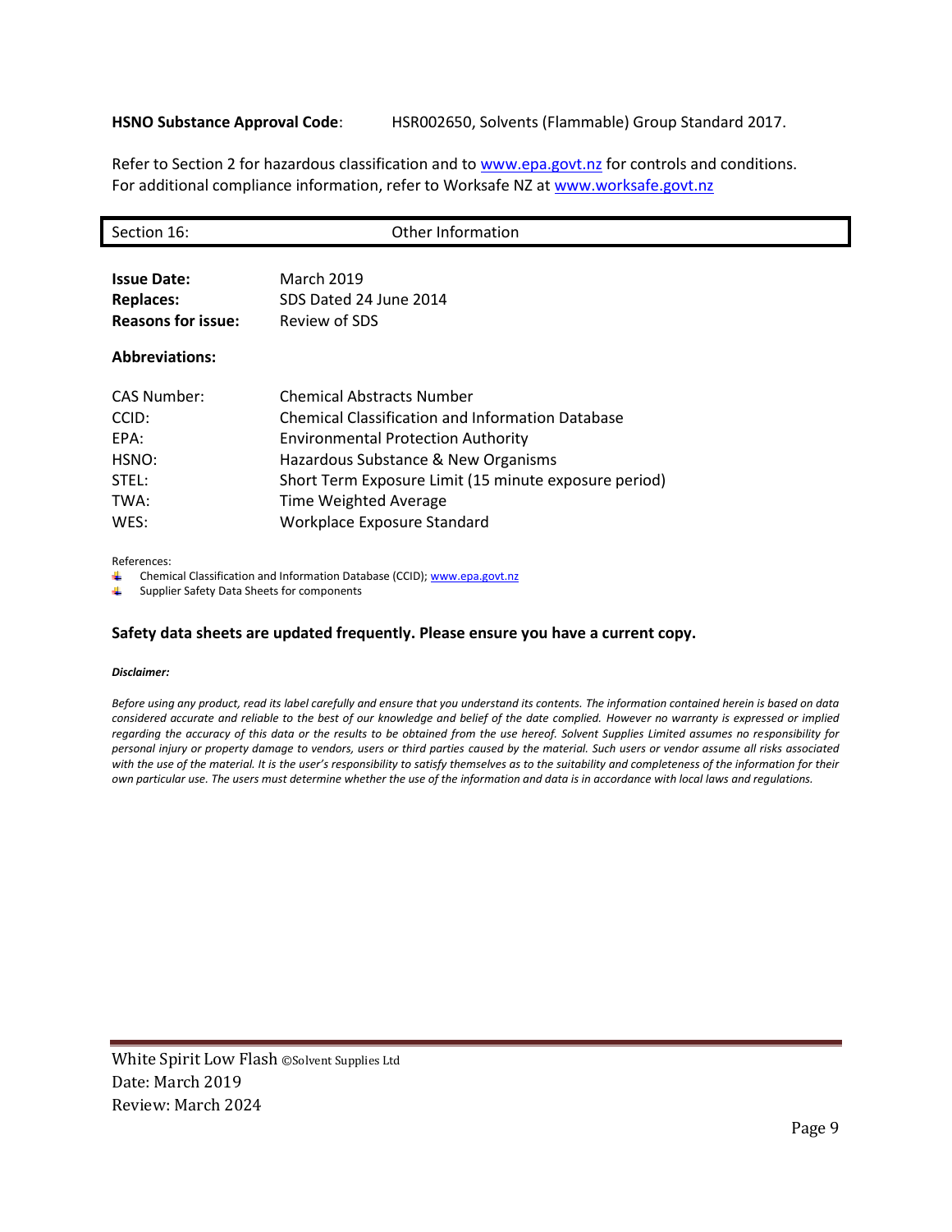**HSNO Substance Approval Code**: HSR002650, Solvents (Flammable) Group Standard 2017.

Refer to Section 2 for hazardous classification and to www.epa.govt.nz for controls and conditions. For additional compliance information, refer to Worksafe NZ at www.worksafe.govt.nz

## Section 16: Other Information

| | |
|---|---|
| **Issue Date:** | March 2019 |
| **Replaces:** | SDS Dated 24 June 2014 |
| **Reasons for issue:** | Review of SDS |

**Abbreviations:**

| | |
|---|---|
| CAS Number: | Chemical Abstracts Number |
| CCID: | Chemical Classification and Information Database |
| EPA: | Environmental Protection Authority |
| HSNO: | Hazardous Substance & New Organisms |
| STEL: | Short Term Exposure Limit (15 minute exposure period) |
| TWA: | Time Weighted Average |
| WES: | Workplace Exposure Standard |

References:

- Chemical Classification and Information Database (CCID); www.epa.govt.nz
- Supplier Safety Data Sheets for components

**Safety data sheets are updated frequently. Please ensure you have a current copy.**

***Disclaimer:***

*Before using any product, read its label carefully and ensure that you understand its contents. The information contained herein is based on data considered accurate and reliable to the best of our knowledge and belief of the date complied. However no warranty is expressed or implied regarding the accuracy of this data or the results to be obtained from the use hereof. Solvent Supplies Limited assumes no responsibility for personal injury or property damage to vendors, users or third parties caused by the material. Such users or vendor assume all risks associated with the use of the material. It is the user's responsibility to satisfy themselves as to the suitability and completeness of the information for their own particular use. The users must determine whether the use of the information and data is in accordance with local laws and regulations.*